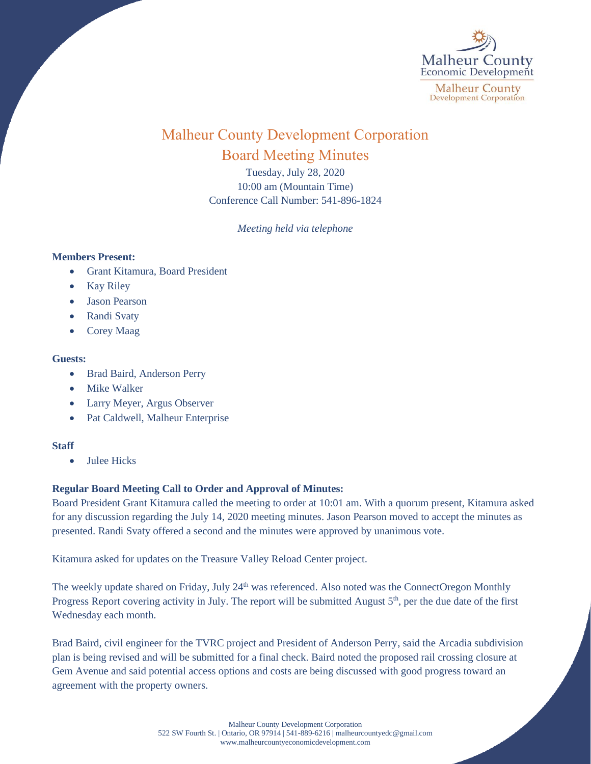# Malheur County Development Corporation

## Board Meeting Minutes

Tuesday, July 28, 2020
10:00 am (Mountain Time)
Conference Call Number: 541-896-1824

*Meeting held via telephone*

**Members Present:**

- Grant Kitamura, Board President
- Kay Riley
- Jason Pearson
- Randi Svaty
- Corey Maag

**Guests:**

- Brad Baird, Anderson Perry
- Mike Walker
- Larry Meyer, Argus Observer
- Pat Caldwell, Malheur Enterprise

**Staff**

- Julee Hicks

**Regular Board Meeting Call to Order and Approval of Minutes:**

Board President Grant Kitamura called the meeting to order at 10:01 am. With a quorum present, Kitamura asked for any discussion regarding the July 14, 2020 meeting minutes. Jason Pearson moved to accept the minutes as presented. Randi Svaty offered a second and the minutes were approved by unanimous vote.

Kitamura asked for updates on the Treasure Valley Reload Center project.

The weekly update shared on Friday, July 24th was referenced. Also noted was the ConnectOregon Monthly Progress Report covering activity in July. The report will be submitted August 5th, per the due date of the first Wednesday each month.

Brad Baird, civil engineer for the TVRC project and President of Anderson Perry, said the Arcadia subdivision plan is being revised and will be submitted for a final check. Baird noted the proposed rail crossing closure at Gem Avenue and said potential access options and costs are being discussed with good progress toward an agreement with the property owners.

Malheur County Development Corporation
522 SW Fourth St. | Ontario, OR 97914 | 541-889-6216 | malheurcountyedc@gmail.com
www.malheurcountyeconomicdevelopment.com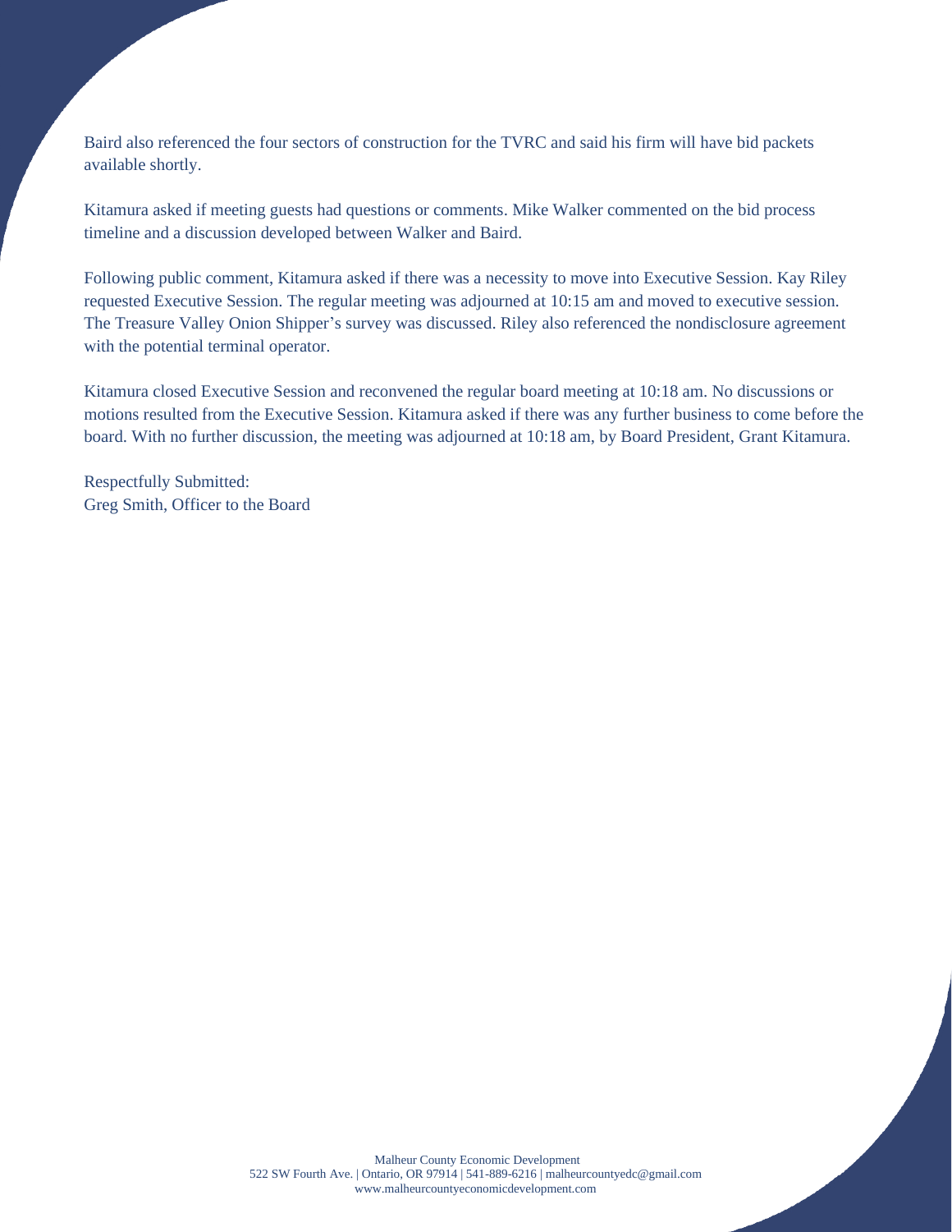Baird also referenced the four sectors of construction for the TVRC and said his firm will have bid packets available shortly.

Kitamura asked if meeting guests had questions or comments. Mike Walker commented on the bid process timeline and a discussion developed between Walker and Baird.

Following public comment, Kitamura asked if there was a necessity to move into Executive Session. Kay Riley requested Executive Session. The regular meeting was adjourned at 10:15 am and moved to executive session. The Treasure Valley Onion Shipper's survey was discussed. Riley also referenced the nondisclosure agreement with the potential terminal operator.

Kitamura closed Executive Session and reconvened the regular board meeting at 10:18 am. No discussions or motions resulted from the Executive Session. Kitamura asked if there was any further business to come before the board. With no further discussion, the meeting was adjourned at 10:18 am, by Board President, Grant Kitamura.

Respectfully Submitted:
Greg Smith, Officer to the Board